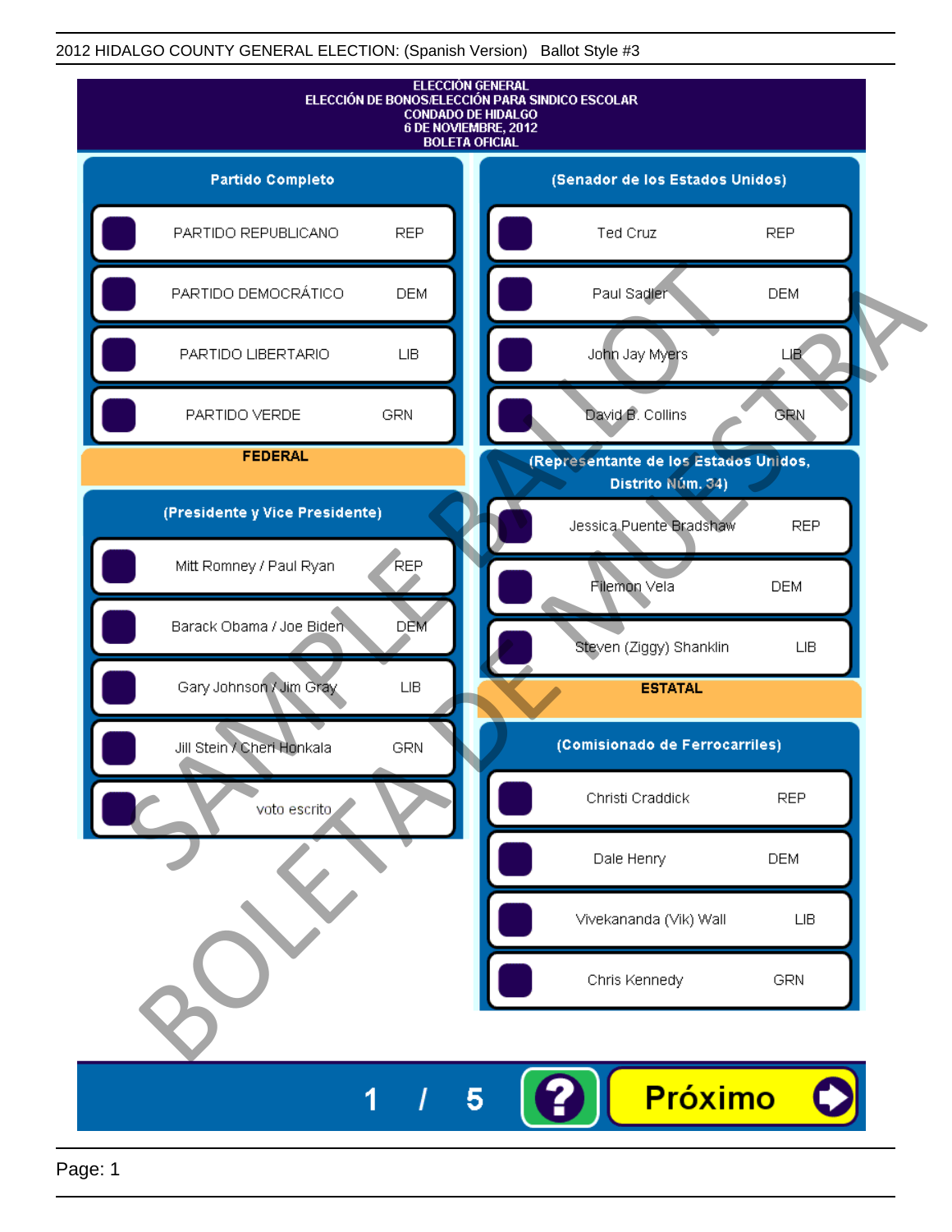2012 HIDALGO COUNTY GENERAL ELECTION: (Spanish Version) Ballot Style #3

# ELECCIÓN GENERAL
## ELECCIÓN DE BONOS/ELECCIÓN PARA SINDICO ESCOLAR
## CONDADO DE HIDALGO
## 6 DE NOVIEMBRE, 2012
## BOLETA OFICIAL

### Partido Completo

| | |
|---|---|
| PARTIDO REPUBLICANO | REP |
| PARTIDO DEMOCRÁTICO | DEM |
| PARTIDO LIBERTARIO | LIB |
| PARTIDO VERDE | GRN |

## FEDERAL

### (Presidente y Vice Presidente)

| | |
|---|---|
| Mitt Romney / Paul Ryan | REP |
| Barack Obama / Joe Biden | DEM |
| Gary Johnson / Jim Gray | LIB |
| Jill Stein / Cheri Honkala | GRN |
| voto escrito | |

### (Senador de los Estados Unidos)

| | |
|---|---|
| Ted Cruz | REP |
| Paul Sadler | DEM |
| John Jay Myers | LIB |
| David B. Collins | GRN |

### (Representante de los Estados Unidos, Distrito Núm. 34)

| | |
|---|---|
| Jessica Puente Bradshaw | REP |
| Filemon Vela | DEM |
| Steven (Ziggy) Shanklin | LIB |

## ESTATAL

### (Comisionado de Ferrocarriles)

| | |
|---|---|
| Christi Craddick | REP |
| Dale Henry | DEM |
| Vivekananda (Vik) Wall | LIB |
| Chris Kennedy | GRN |

SAMPLE BALLOT
BOLETA DE MUESTRA

1 / 5

? Próximo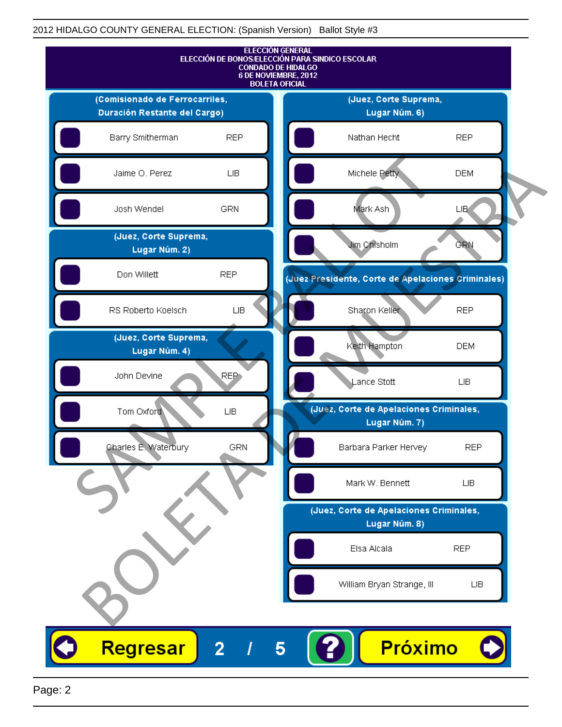# ELECCIÓN GENERAL
## ELECCIÓN DE BONOS/ELECCIÓN PARA SINDICO ESCOLAR
## CONDADO DE HIDALGO
## 6 DE NOVIEMBRE, 2012
## BOLETA OFICIAL

SAMPLE BALLOT BOLETA DE MUESTRA

### (Comisionado de Ferrocarriles, Duración Restante del Cargo)

| Candidato | Partido |
|---|---|
| Barry Smitherman | REP |
| Jaime O. Perez | LIB |
| Josh Wendel | GRN |

### (Juez, Corte Suprema, Lugar Núm. 2)

| Candidato | Partido |
|---|---|
| Don Willett | REP |
| RS Roberto Koelsch | LIB |

### (Juez, Corte Suprema, Lugar Núm. 4)

| Candidato | Partido |
|---|---|
| John Devine | REP |
| Tom Oxford | LIB |
| Charles E. Waterbury | GRN |

### (Juez, Corte Suprema, Lugar Núm. 6)

| Candidato | Partido |
|---|---|
| Nathan Hecht | REP |
| Michele Petty | DEM |
| Mark Ash | LIB |
| Jim Chisholm | GRN |

### (Juez Presidente, Corte de Apelaciones Criminales)

| Candidato | Partido |
|---|---|
| Sharon Keller | REP |
| Keith Hampton | DEM |
| Lance Stott | LIB |

### (Juez, Corte de Apelaciones Criminales, Lugar Núm. 7)

| Candidato | Partido |
|---|---|
| Barbara Parker Hervey | REP |
| Mark W. Bennett | LIB |

### (Juez, Corte de Apelaciones Criminales, Lugar Núm. 8)

| Candidato | Partido |
|---|---|
| Elsa Alcala | REP |
| William Bryan Strange, III | LIB |

Regresar 2 / 5 ? Próximo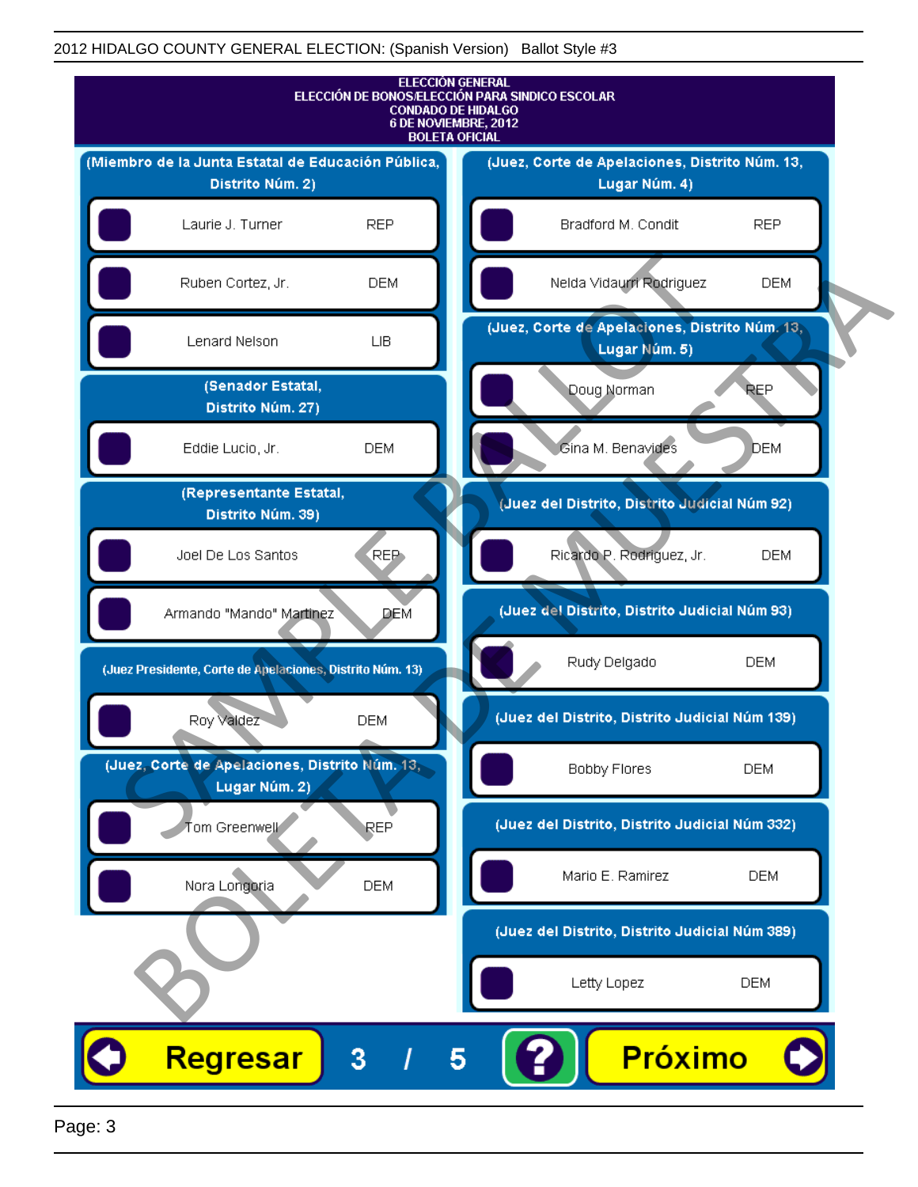2012 HIDALGO COUNTY GENERAL ELECTION: (Spanish Version) Ballot Style #3

# ELECCIÓN GENERAL
## ELECCIÓN DE BONOS/ELECCIÓN PARA SINDICO ESCOLAR
## CONDADO DE HIDALGO
## 6 DE NOVIEMBRE, 2012
## BOLETA OFICIAL

### (Miembro de la Junta Estatal de Educación Pública, Distrito Núm. 2)

- Laurie J. Turner — REP
- Ruben Cortez, Jr. — DEM
- Lenard Nelson — LIB

### (Senador Estatal, Distrito Núm. 27)

- Eddie Lucio, Jr. — DEM

### (Representante Estatal, Distrito Núm. 39)

- Joel De Los Santos — REP
- Armando "Mando" Martinez — DEM

### (Juez Presidente, Corte de Apelaciones, Distrito Núm. 13)

- Roy Valdez — DEM

### (Juez, Corte de Apelaciones, Distrito Núm. 13, Lugar Núm. 2)

- Tom Greenwell — REP
- Nora Longoria — DEM

### (Juez, Corte de Apelaciones, Distrito Núm. 13, Lugar Núm. 4)

- Bradford M. Condit — REP
- Nelda Vidaurri Rodriguez — DEM

### (Juez, Corte de Apelaciones, Distrito Núm. 13, Lugar Núm. 5)

- Doug Norman — REP
- Gina M. Benavides — DEM

### (Juez del Distrito, Distrito Judicial Núm 92)

- Ricardo P. Rodriguez, Jr. — DEM

### (Juez del Distrito, Distrito Judicial Núm 93)

- Rudy Delgado — DEM

### (Juez del Distrito, Distrito Judicial Núm 139)

- Bobby Flores — DEM

### (Juez del Distrito, Distrito Judicial Núm 332)

- Mario E. Ramirez — DEM

### (Juez del Distrito, Distrito Judicial Núm 389)

- Letty Lopez — DEM

Regresar 3 / 5 ? Próximo

SAMPLE BALLOT / BOLETA DE MUESTRA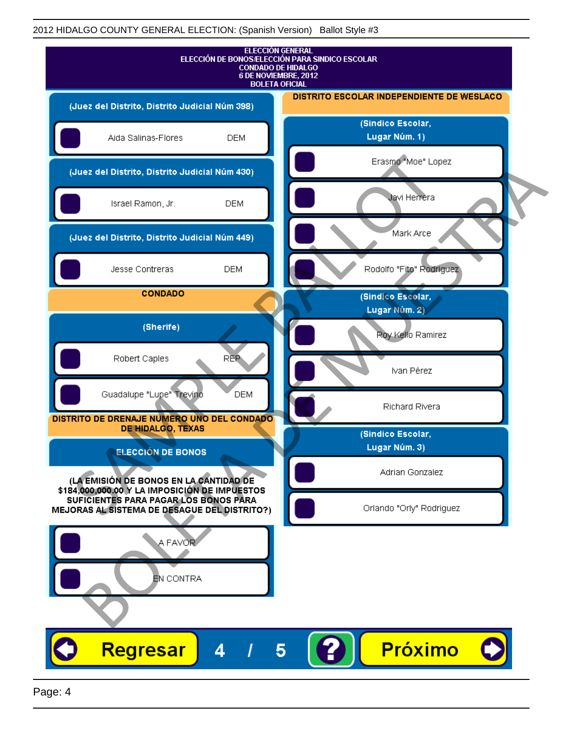2012 HIDALGO COUNTY GENERAL ELECTION: (Spanish Version) Ballot Style #3

# ELECCIÓN GENERAL
## ELECCIÓN DE BONOS/ELECCIÓN PARA SINDICO ESCOLAR
## CONDADO DE HIDALGO
## 6 DE NOVIEMBRE, 2012
## BOLETA OFICIAL

### (Juez del Distrito, Distrito Judicial Núm 398)

- Aida Salinas-Flores DEM

### (Juez del Distrito, Distrito Judicial Núm 430)

- Israel Ramon, Jr. DEM

### (Juez del Distrito, Distrito Judicial Núm 449)

- Jesse Contreras DEM

## CONDADO

### (Sherife)

- Robert Caples REP
- Guadalupe "Lupe" Trevino DEM

## DISTRITO DE DRENAJE NUMERO UNO DEL CONDADO DE HIDALGO, TEXAS

### ELECCIÓN DE BONOS

**(LA EMISIÓN DE BONOS EN LA CANTIDAD DE $184,000,000.00 Y LA IMPOSICIÓN DE IMPUESTOS SUFICIENTES PARA PAGAR LOS BONOS PARA MEJORAS AL SISTEMA DE DESAGUE DEL DISTRITO?)**

- A FAVOR
- EN CONTRA

## DISTRITO ESCOLAR INDEPENDIENTE DE WESLACO

### (Sindico Escolar, Lugar Núm. 1)

- Erasmo "Moe" Lopez
- Javi Herrera
- Mark Arce
- Rodolfo "Fito" Rodriguez

### (Sindico Escolar, Lugar Núm. 2)

- Roy Kello Ramirez
- Ivan Pérez
- Richard Rivera

### (Sindico Escolar, Lugar Núm. 3)

- Adrian Gonzalez
- Orlando "Orly" Rodriguez

SAMPLE BALLOT — BOLETA DE MUESTRA

Regresar 4 / 5 ? Próximo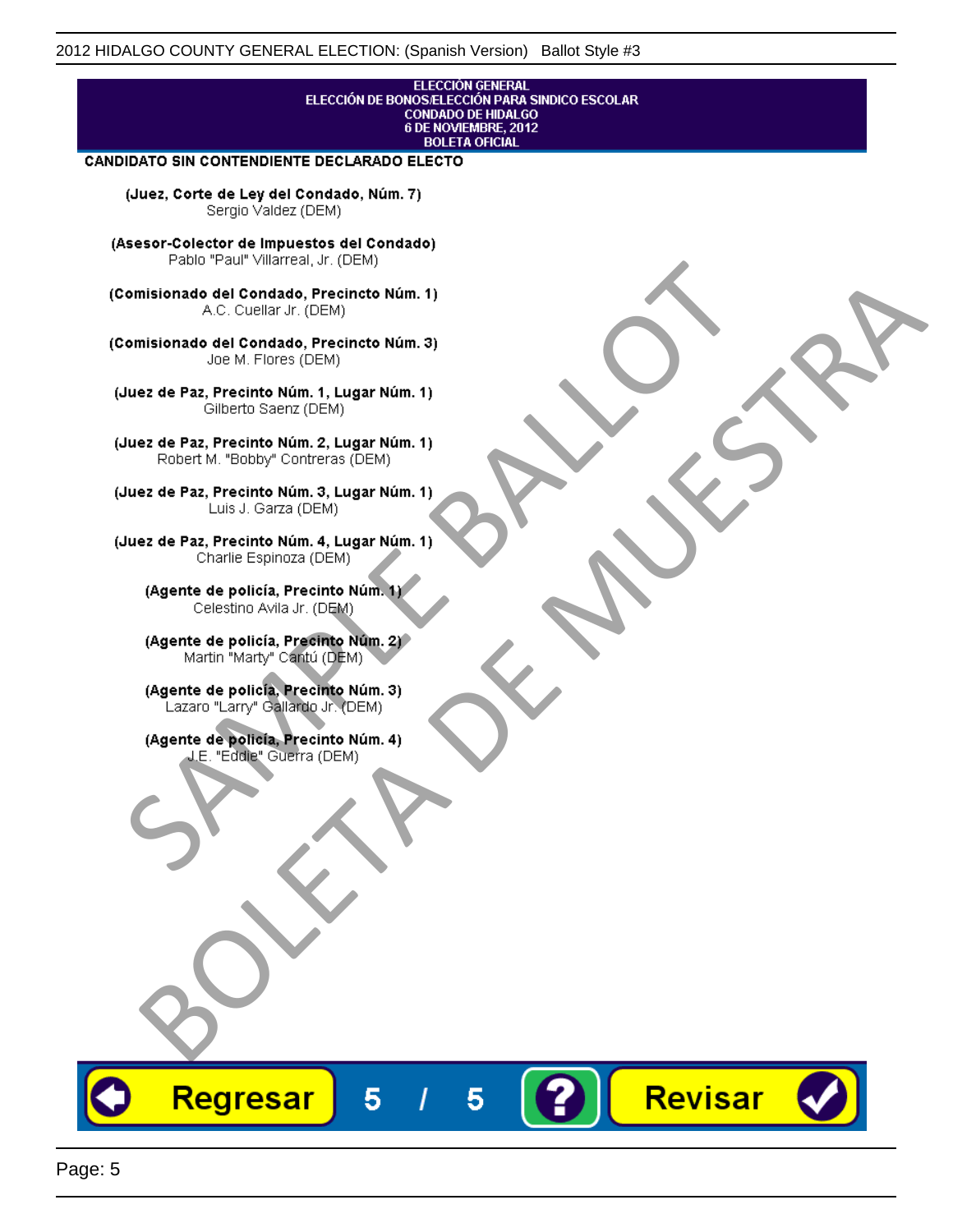ELECCIÓN GENERAL
ELECCIÓN DE BONOS/ELECCIÓN PARA SINDICO ESCOLAR
CONDADO DE HIDALGO
6 DE NOVIEMBRE, 2012
BOLETA OFICIAL

**CANDIDATO SIN CONTENDIENTE DECLARADO ELECTO**

**(Juez, Corte de Ley del Condado, Núm. 7)**
Sergio Valdez (DEM)

**(Asesor-Colector de Impuestos del Condado)**
Pablo "Paul" Villarreal, Jr. (DEM)

**(Comisionado del Condado, Precincto Núm. 1)**
A.C. Cuellar Jr. (DEM)

**(Comisionado del Condado, Precincto Núm. 3)**
Joe M. Flores (DEM)

**(Juez de Paz, Precinto Núm. 1, Lugar Núm. 1)**
Gilberto Saenz (DEM)

**(Juez de Paz, Precinto Núm. 2, Lugar Núm. 1)**
Robert M. "Bobby" Contreras (DEM)

**(Juez de Paz, Precinto Núm. 3, Lugar Núm. 1)**
Luis J. Garza (DEM)

**(Juez de Paz, Precinto Núm. 4, Lugar Núm. 1)**
Charlie Espinoza (DEM)

**(Agente de policía, Precinto Núm. 1)**
Celestino Avila Jr. (DEM)

**(Agente de policía, Precinto Núm. 2)**
Martin "Marty" Cantú (DEM)

**(Agente de policía, Precinto Núm. 3)**
Lazaro "Larry" Gallardo Jr. (DEM)

**(Agente de policía, Precinto Núm. 4)**
J.E. "Eddie" Guerra (DEM)

SAMPLE BALLOT
BOLETA DE MUESTRA

Regresar   5 / 5   ?   Revisar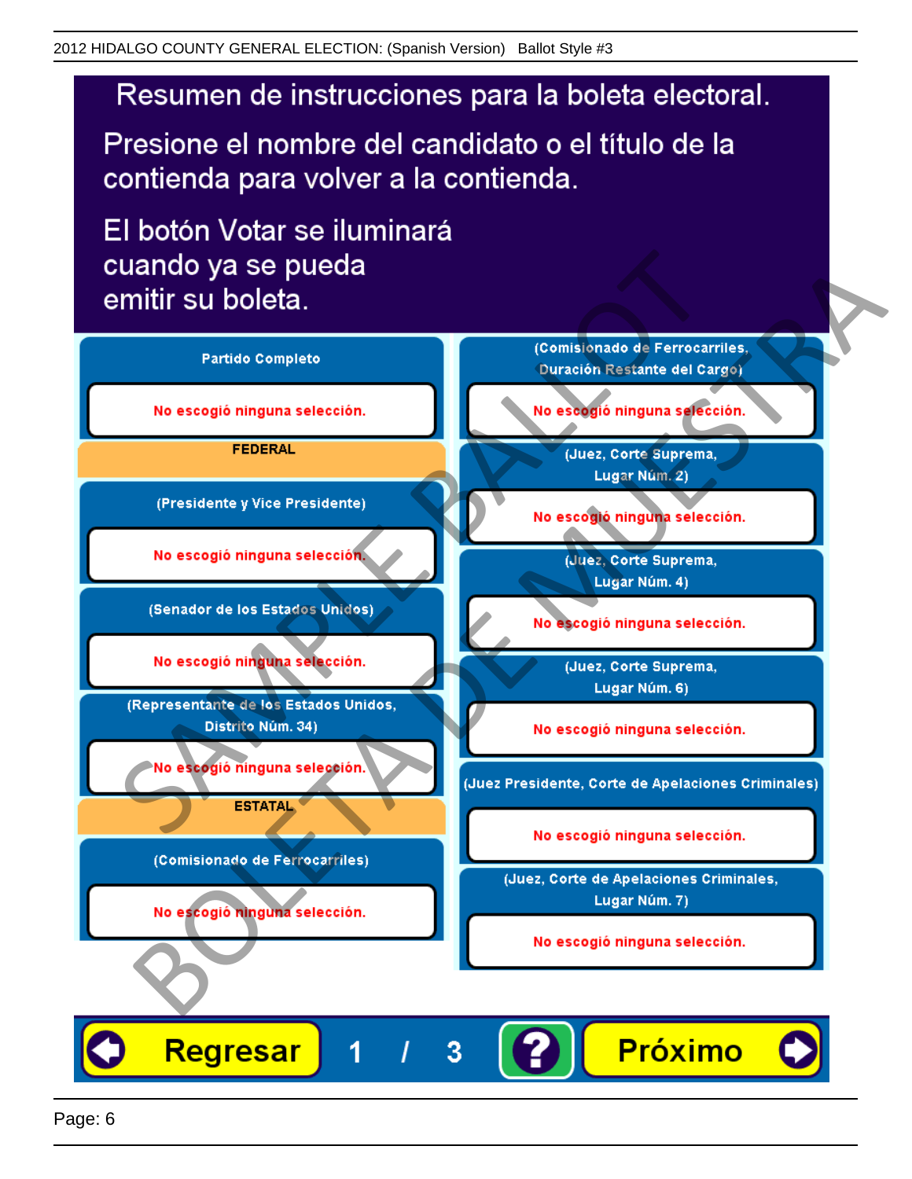# Resumen de instrucciones para la boleta electoral.

Presione el nombre del candidato o el título de la contienda para volver a la contienda.

El botón Votar se iluminará cuando ya se pueda emitir su boleta.

**Partido Completo**

No escogió ninguna selección.

**FEDERAL**

**(Presidente y Vice Presidente)**

No escogió ninguna selección.

**(Senador de los Estados Unidos)**

No escogió ninguna selección.

**(Representante de los Estados Unidos, Distrito Núm. 34)**

No escogió ninguna selección.

**ESTATAL**

**(Comisionado de Ferrocarriles)**

No escogió ninguna selección.

**(Comisionado de Ferrocarriles, Duración Restante del Cargo)**

No escogió ninguna selección.

**(Juez, Corte Suprema, Lugar Núm. 2)**

No escogió ninguna selección.

**(Juez, Corte Suprema, Lugar Núm. 4)**

No escogió ninguna selección.

**(Juez, Corte Suprema, Lugar Núm. 6)**

No escogió ninguna selección.

**(Juez Presidente, Corte de Apelaciones Criminales)**

No escogió ninguna selección.

**(Juez, Corte de Apelaciones Criminales, Lugar Núm. 7)**

No escogió ninguna selección.

Regresar 1 / 3 ? Próximo

SAMPLE BALLOT
BOLETA DE MUESTRA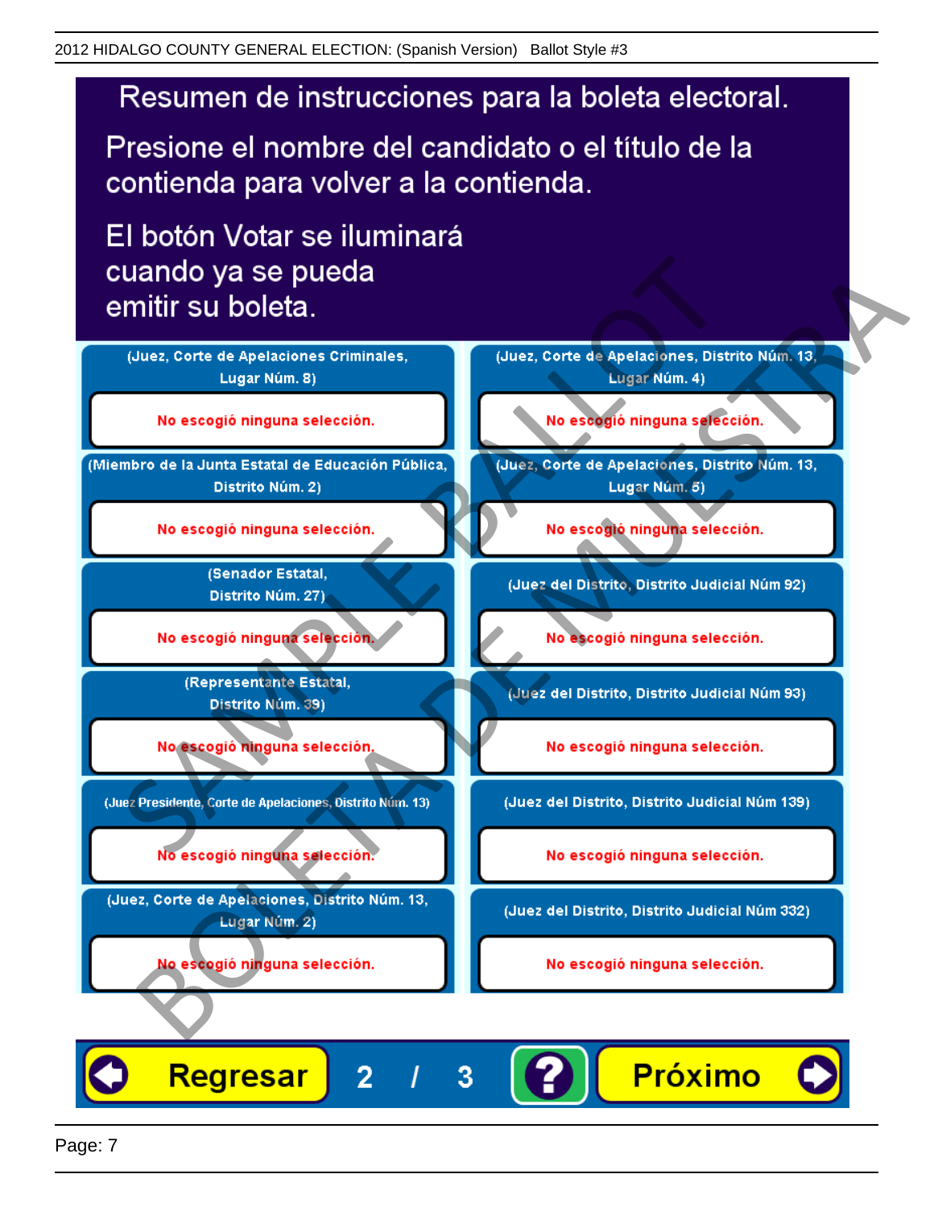# Resumen de instrucciones para la boleta electoral.

Presione el nombre del candidato o el título de la contienda para volver a la contienda.

El botón Votar se iluminará cuando ya se pueda emitir su boleta.

| Contienda | Selección |
|---|---|
| (Juez, Corte de Apelaciones Criminales, Lugar Núm. 8) | No escogió ninguna selección. |
| (Miembro de la Junta Estatal de Educación Pública, Distrito Núm. 2) | No escogió ninguna selección. |
| (Senador Estatal, Distrito Núm. 27) | No escogió ninguna selección. |
| (Representante Estatal, Distrito Núm. 39) | No escogió ninguna selección. |
| (Juez Presidente, Corte de Apelaciones, Distrito Núm. 13) | No escogió ninguna selección. |
| (Juez, Corte de Apelaciones, Distrito Núm. 13, Lugar Núm. 2) | No escogió ninguna selección. |
| (Juez, Corte de Apelaciones, Distrito Núm. 13, Lugar Núm. 4) | No escogió ninguna selección. |
| (Juez, Corte de Apelaciones, Distrito Núm. 13, Lugar Núm. 5) | No escogió ninguna selección. |
| (Juez del Distrito, Distrito Judicial Núm 92) | No escogió ninguna selección. |
| (Juez del Distrito, Distrito Judicial Núm 93) | No escogió ninguna selección. |
| (Juez del Distrito, Distrito Judicial Núm 139) | No escogió ninguna selección. |
| (Juez del Distrito, Distrito Judicial Núm 332) | No escogió ninguna selección. |

Regresar 2 / 3 ? Próximo

SAMPLE BALLOT BOLETA DE MUESTRA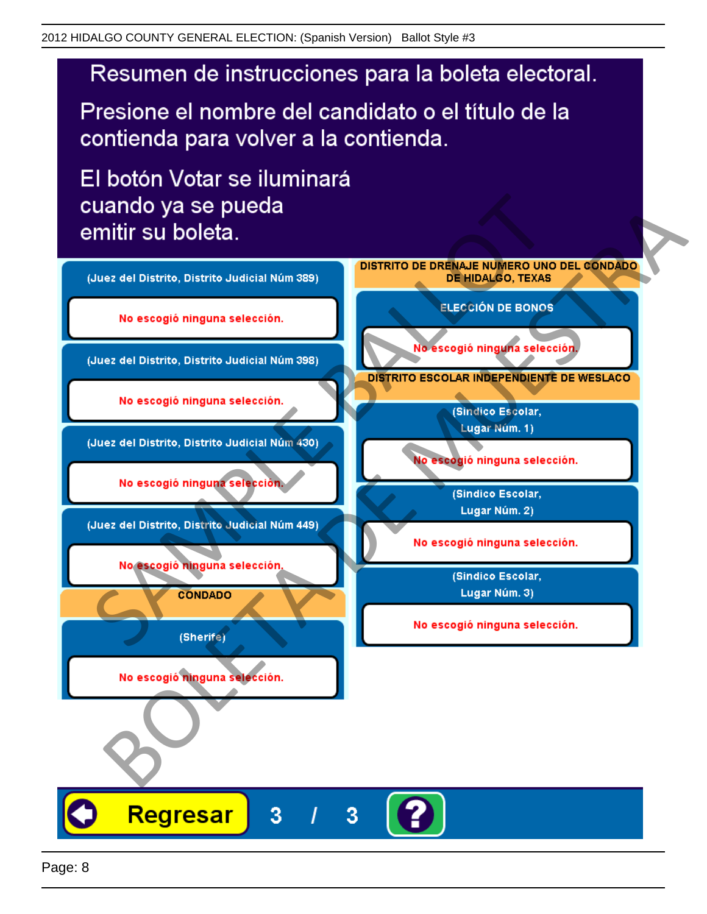# Resumen de instrucciones para la boleta electoral.

Presione el nombre del candidato o el título de la contienda para volver a la contienda.

El botón Votar se iluminará cuando ya se pueda emitir su boleta.

**(Juez del Distrito, Distrito Judicial Núm 389)**

No escogió ninguna selección.

**(Juez del Distrito, Distrito Judicial Núm 398)**

No escogió ninguna selección.

**(Juez del Distrito, Distrito Judicial Núm 430)**

No escogió ninguna selección.

**(Juez del Distrito, Distrito Judicial Núm 449)**

No escogió ninguna selección.

## CONDADO

**(Sherife)**

No escogió ninguna selección.

## DISTRITO DE DRENAJE NUMERO UNO DEL CONDADO DE HIDALGO, TEXAS

**ELECCIÓN DE BONOS**

No escogió ninguna selección.

## DISTRITO ESCOLAR INDEPENDIENTE DE WESLACO

**(Sindico Escolar, Lugar Núm. 1)**

No escogió ninguna selección.

**(Sindico Escolar, Lugar Núm. 2)**

No escogió ninguna selección.

**(Sindico Escolar, Lugar Núm. 3)**

No escogió ninguna selección.

Regresar 3 / 3 ?

SAMPLE BALLOT BOLETA DE MUESTRA